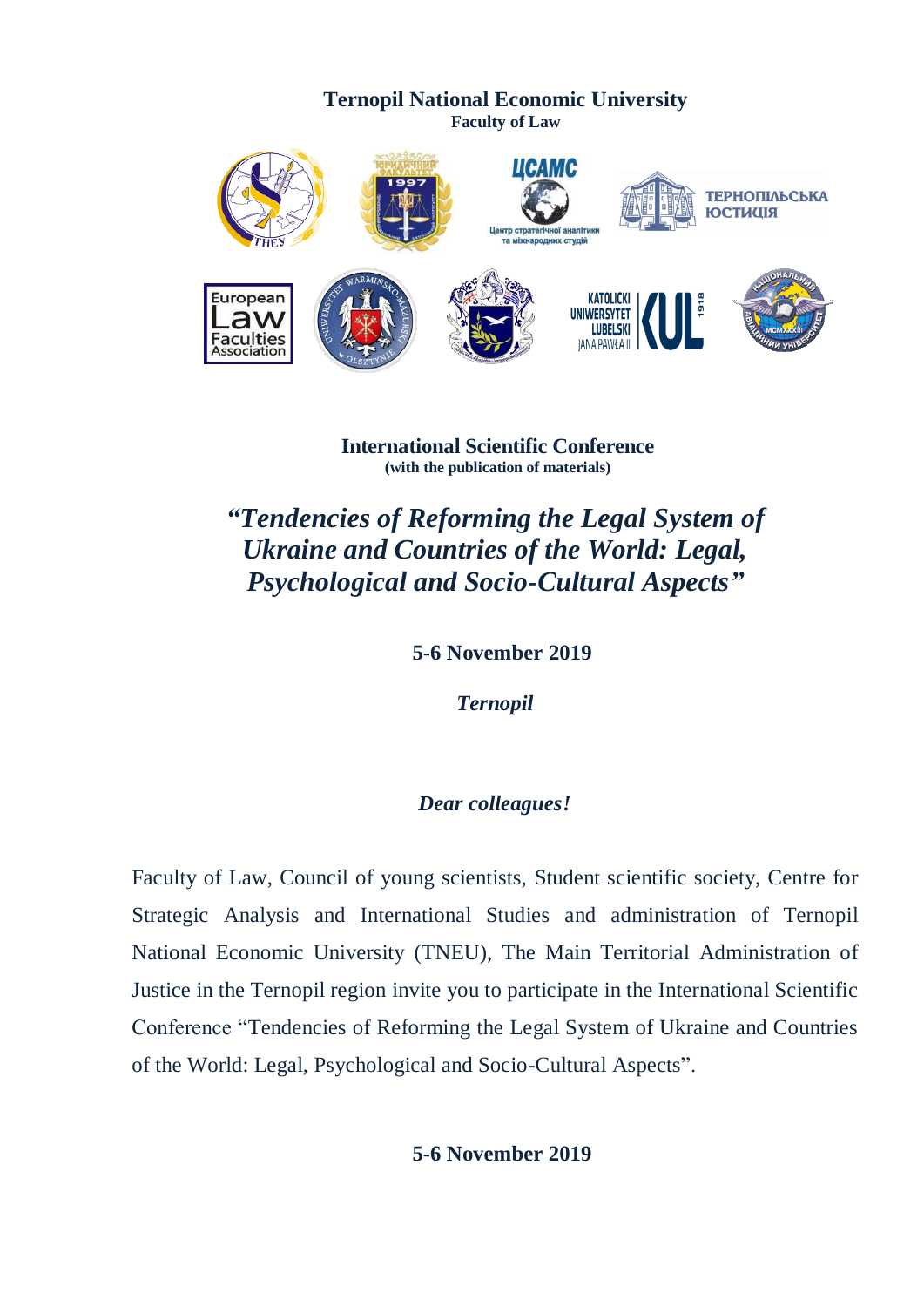**Ternopil National Economic University**
**Faculty of Law**

**International Scientific Conference**
**(with the publication of materials)**

# *"Tendencies of Reforming the Legal System of Ukraine and Countries of the World: Legal, Psychological and Socio-Cultural Aspects"*

**5-6 November 2019**

***Ternopil***

***Dear colleagues!***

Faculty of Law, Council of young scientists, Student scientific society, Centre for Strategic Analysis and International Studies and administration of Ternopil National Economic University (TNEU), The Main Territorial Administration of Justice in the Ternopil region invite you to participate in the International Scientific Conference "Tendencies of Reforming the Legal System of Ukraine and Countries of the World: Legal, Psychological and Socio-Cultural Aspects".

**5-6 November 2019**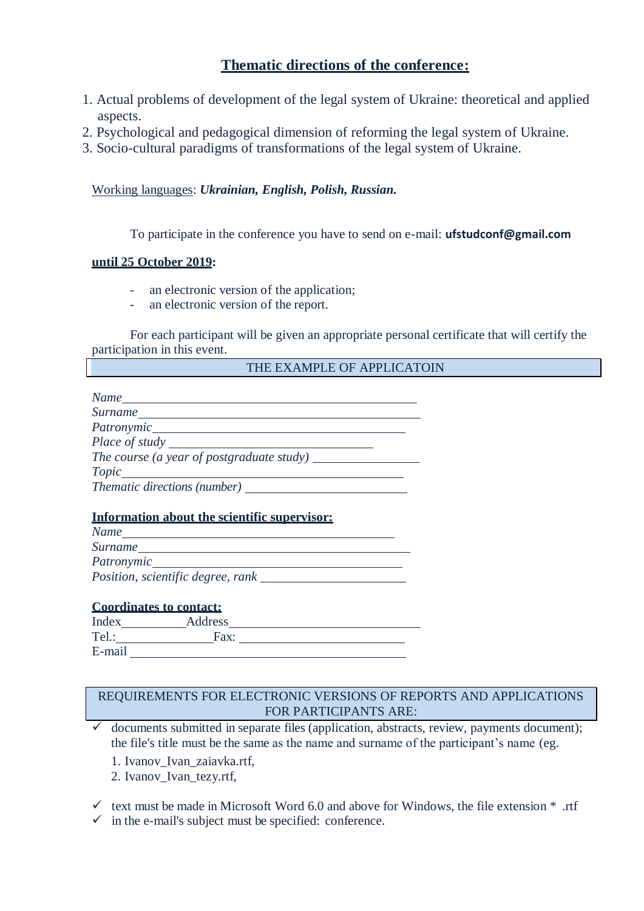## Thematic directions of the conference:

1. Actual problems of development of the legal system of Ukraine: theoretical and applied aspects.
2. Psychological and pedagogical dimension of reforming the legal system of Ukraine.
3. Socio-cultural paradigms of transformations of the legal system of Ukraine.

Working languages: ***Ukrainian, English, Polish, Russian.***

To participate in the conference you have to send on e-mail: **ufstudconf@gmail.com**

**until 25 October 2019:**

- an electronic version of the application;
- an electronic version of the report.

For each participant will be given an appropriate personal certificate that will certify the participation in this event.

THE EXAMPLE OF APPLICATOIN

*Name*______________________________________________
*Surname*____________________________________________
*Patronymic*__________________________________________
*Place of study* ______________________________
*The course (a year of postgraduate study)* _______________
*Topic*_____________________________________________
*Thematic directions (number)* ________________________

**Information about the scientific supervisor:**

*Name*____________________________________________
*Surname*__________________________________________
*Patronymic*_________________________________________
*Position, scientific degree, rank* _____________________

**Coordinates to contact:**

Index__________Address______________________________
Tel.:______________Fax: _________________________
E-mail ___________________________________________

REQUIREMENTS FOR ELECTRONIC VERSIONS OF REPORTS AND APPLICATIONS FOR PARTICIPANTS ARE:

- ✓ documents submitted in separate files (application, abstracts, review, payments document); the file's title must be the same as the name and surname of the participant's name (eg.
  1. Ivanov_Ivan_zaiavka.rtf,
  2. Ivanov_Ivan_tezy.rtf,
- ✓ text must be made in Microsoft Word 6.0 and above for Windows, the file extension * .rtf
- ✓ in the e-mail's subject must be specified: conference.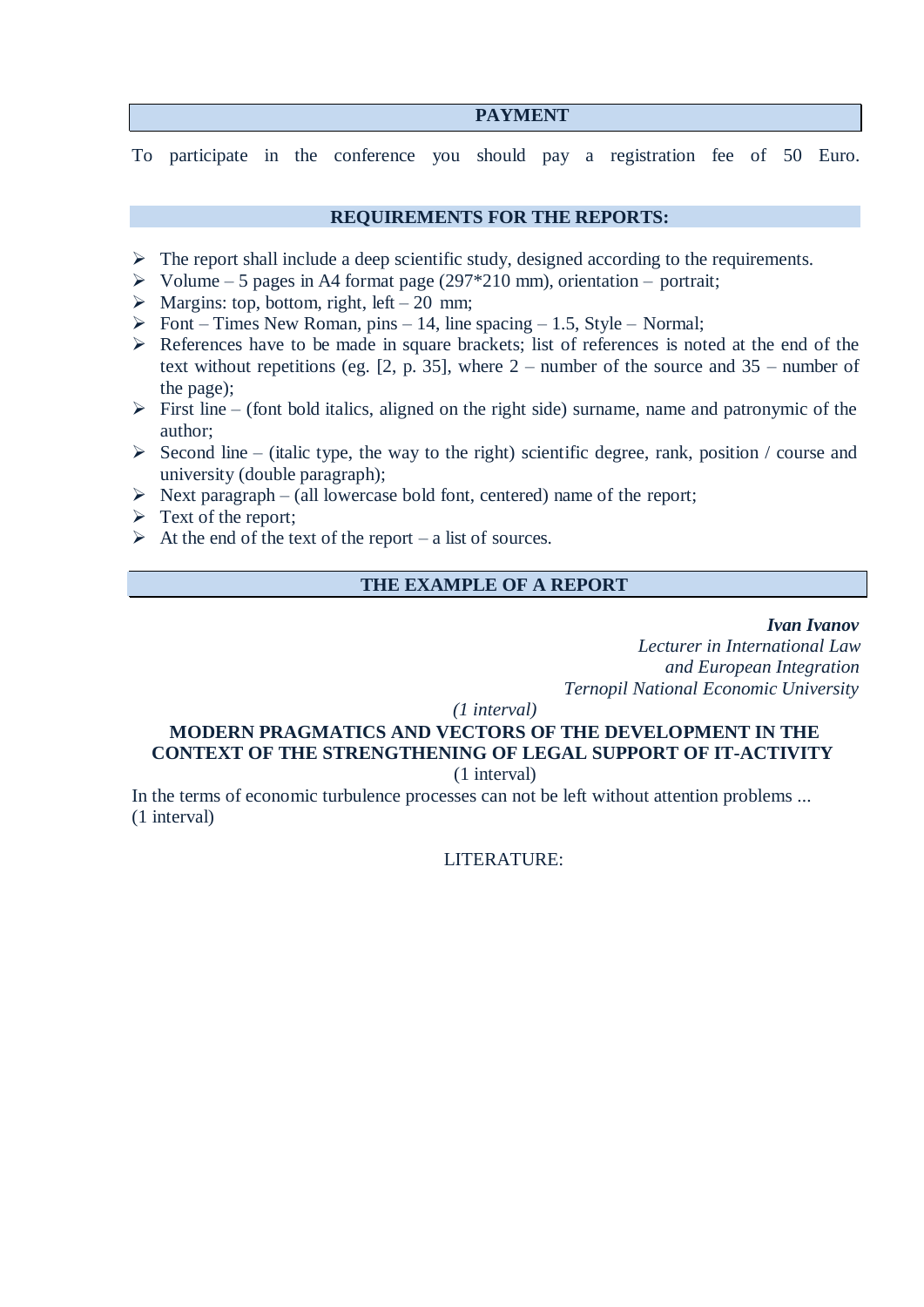## PAYMENT

To participate in the conference you should pay a registration fee of 50 Euro.

## REQUIREMENTS FOR THE REPORTS:

- The report shall include a deep scientific study, designed according to the requirements.
- Volume – 5 pages in A4 format page (297*210 mm), orientation – portrait;
- Margins: top, bottom, right, left – 20 mm;
- Font – Times New Roman, pins – 14, line spacing – 1.5, Style – Normal;
- References have to be made in square brackets; list of references is noted at the end of the text without repetitions (eg. [2, p. 35], where 2 – number of the source and 35 – number of the page);
- First line – (font bold italics, aligned on the right side) surname, name and patronymic of the author;
- Second line – (italic type, the way to the right) scientific degree, rank, position / course and university (double paragraph);
- Next paragraph – (all lowercase bold font, centered) name of the report;
- Text of the report;
- At the end of the text of the report – a list of sources.

## THE EXAMPLE OF A REPORT

***Ivan Ivanov***
*Lecturer in International Law*
*and European Integration*
*Ternopil National Economic University*

*(1 interval)*

**MODERN PRAGMATICS AND VECTORS OF THE DEVELOPMENT IN THE CONTEXT OF THE STRENGTHENING OF LEGAL SUPPORT OF IT-ACTIVITY**

(1 interval)

In the terms of economic turbulence processes can not be left without attention problems ...
(1 interval)

LITERATURE: